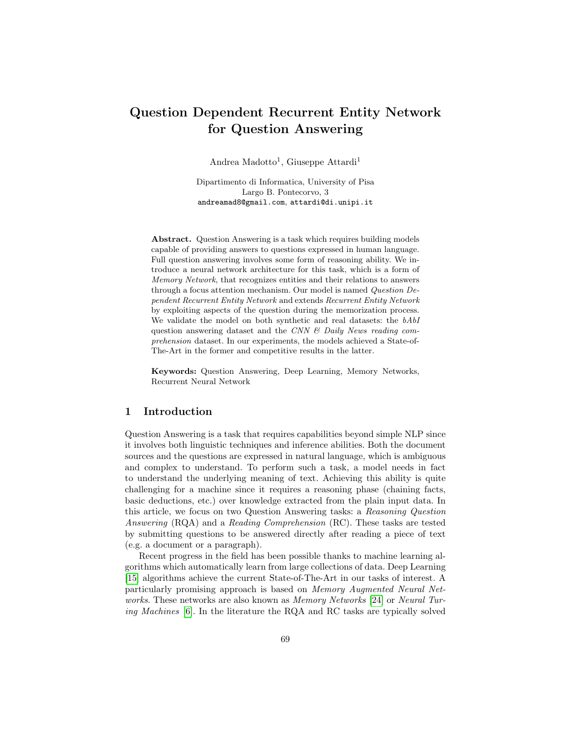# Question Dependent Recurrent Entity Network for Question Answering

Andrea Madotto[1], Giuseppe Attardi[1]

Dipartimento di Informatica, University of Pisa
Largo B. Pontecorvo, 3
andreamad8@gmail.com, attardi@di.unipi.it

**Abstract.** Question Answering is a task which requires building models capable of providing answers to questions expressed in human language. Full question answering involves some form of reasoning ability. We introduce a neural network architecture for this task, which is a form of *Memory Network*, that recognizes entities and their relations to answers through a focus attention mechanism. Our model is named *Question Dependent Recurrent Entity Network* and extends *Recurrent Entity Network* by exploiting aspects of the question during the memorization process. We validate the model on both synthetic and real datasets: the *bAbI* question answering dataset and the *CNN & Daily News reading comprehension* dataset. In our experiments, the models achieved a State-of-The-Art in the former and competitive results in the latter.

**Keywords:** Question Answering, Deep Learning, Memory Networks, Recurrent Neural Network

## 1 Introduction

Question Answering is a task that requires capabilities beyond simple NLP since it involves both linguistic techniques and inference abilities. Both the document sources and the questions are expressed in natural language, which is ambiguous and complex to understand. To perform such a task, a model needs in fact to understand the underlying meaning of text. Achieving this ability is quite challenging for a machine since it requires a reasoning phase (chaining facts, basic deductions, etc.) over knowledge extracted from the plain input data. In this article, we focus on two Question Answering tasks: a *Reasoning Question Answering* (RQA) and a *Reading Comprehension* (RC). These tasks are tested by submitting questions to be answered directly after reading a piece of text (e.g. a document or a paragraph).

Recent progress in the field has been possible thanks to machine learning algorithms which automatically learn from large collections of data. Deep Learning [15] algorithms achieve the current State-of-The-Art in our tasks of interest. A particularly promising approach is based on *Memory Augmented Neural Networks*. These networks are also known as *Memory Networks* [24] or *Neural Turing Machines* [6]. In the literature the RQA and RC tasks are typically solved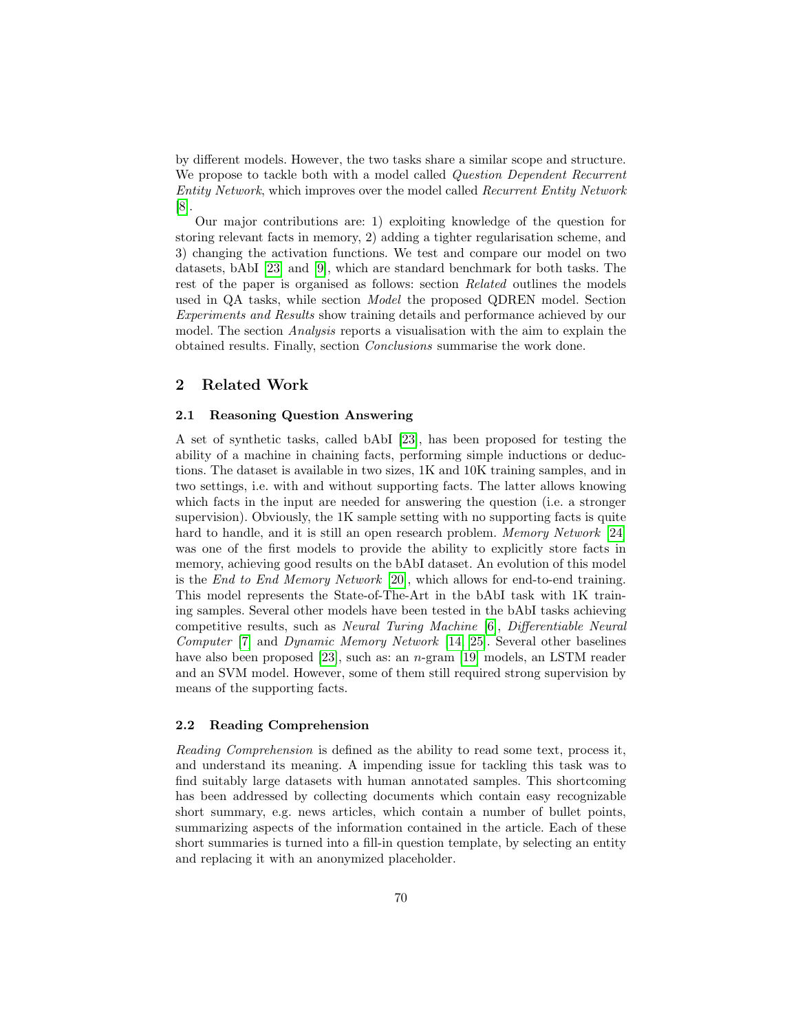by different models. However, the two tasks share a similar scope and structure. We propose to tackle both with a model called *Question Dependent Recurrent Entity Network*, which improves over the model called *Recurrent Entity Network* [8].

Our major contributions are: 1) exploiting knowledge of the question for storing relevant facts in memory, 2) adding a tighter regularisation scheme, and 3) changing the activation functions. We test and compare our model on two datasets, bAbI [23] and [9], which are standard benchmark for both tasks. The rest of the paper is organised as follows: section *Related* outlines the models used in QA tasks, while section *Model* the proposed QDREN model. Section *Experiments and Results* show training details and performance achieved by our model. The section *Analysis* reports a visualisation with the aim to explain the obtained results. Finally, section *Conclusions* summarise the work done.

## 2 Related Work

### 2.1 Reasoning Question Answering

A set of synthetic tasks, called bAbI [23], has been proposed for testing the ability of a machine in chaining facts, performing simple inductions or deductions. The dataset is available in two sizes, 1K and 10K training samples, and in two settings, i.e. with and without supporting facts. The latter allows knowing which facts in the input are needed for answering the question (i.e. a stronger supervision). Obviously, the 1K sample setting with no supporting facts is quite hard to handle, and it is still an open research problem. *Memory Network* [24] was one of the first models to provide the ability to explicitly store facts in memory, achieving good results on the bAbI dataset. An evolution of this model is the *End to End Memory Network* [20], which allows for end-to-end training. This model represents the State-of-The-Art in the bAbI task with 1K training samples. Several other models have been tested in the bAbI tasks achieving competitive results, such as *Neural Turing Machine* [6], *Differentiable Neural Computer* [7] and *Dynamic Memory Network* [14, 25]. Several other baselines have also been proposed [23], such as: an $n$-gram [19] models, an LSTM reader and an SVM model. However, some of them still required strong supervision by means of the supporting facts.

### 2.2 Reading Comprehension

*Reading Comprehension* is defined as the ability to read some text, process it, and understand its meaning. A impending issue for tackling this task was to find suitably large datasets with human annotated samples. This shortcoming has been addressed by collecting documents which contain easy recognizable short summary, e.g. news articles, which contain a number of bullet points, summarizing aspects of the information contained in the article. Each of these short summaries is turned into a fill-in question template, by selecting an entity and replacing it with an anonymized placeholder.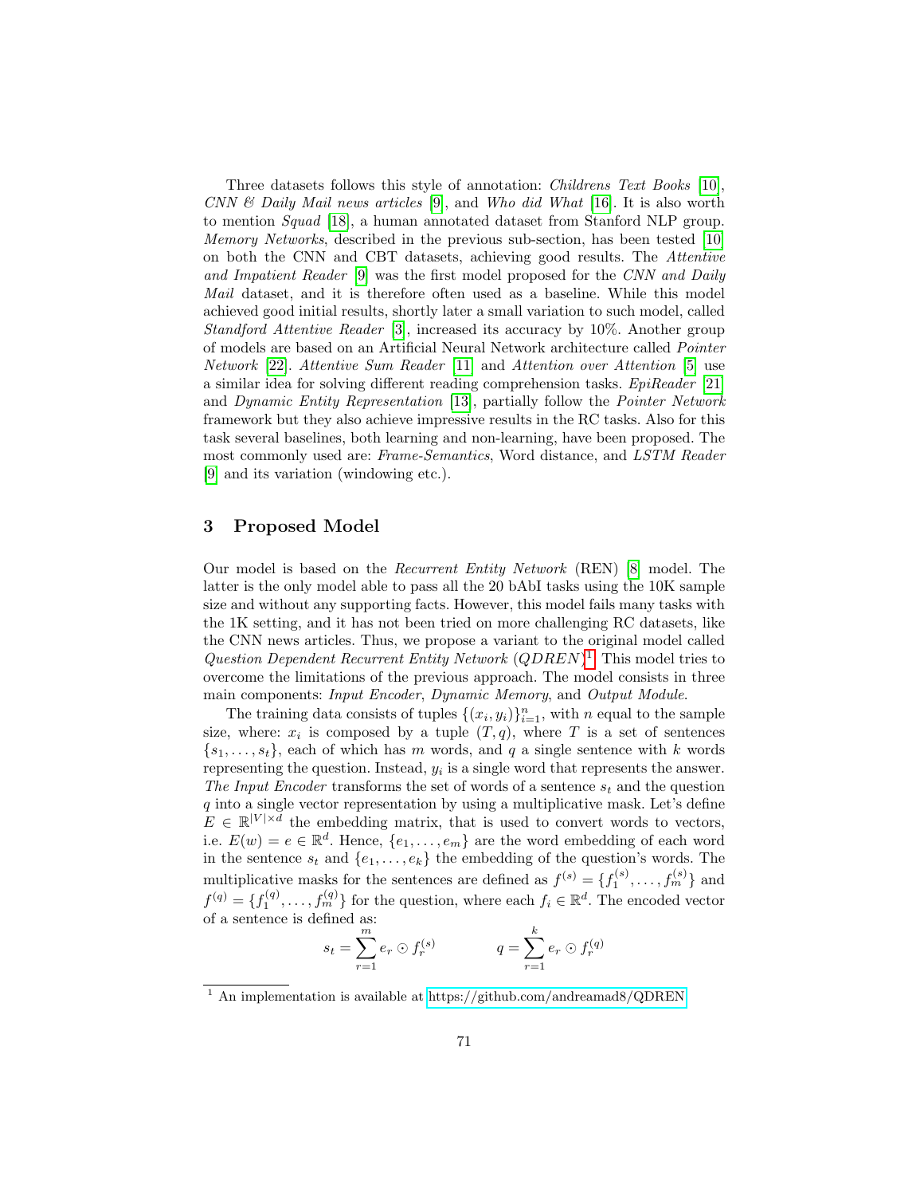Three datasets follows this style of annotation: *Childrens Text Books* [10], *CNN & Daily Mail news articles* [9], and *Who did What* [16]. It is also worth to mention *Squad* [18], a human annotated dataset from Stanford NLP group. *Memory Networks*, described in the previous sub-section, has been tested [10] on both the CNN and CBT datasets, achieving good results. The *Attentive and Impatient Reader* [9] was the first model proposed for the *CNN and Daily Mail* dataset, and it is therefore often used as a baseline. While this model achieved good initial results, shortly later a small variation to such model, called *Standford Attentive Reader* [3], increased its accuracy by 10%. Another group of models are based on an Artificial Neural Network architecture called *Pointer Network* [22]. *Attentive Sum Reader* [11] and *Attention over Attention* [5] use a similar idea for solving different reading comprehension tasks. *EpiReader* [21] and *Dynamic Entity Representation* [13], partially follow the *Pointer Network* framework but they also achieve impressive results in the RC tasks. Also for this task several baselines, both learning and non-learning, have been proposed. The most commonly used are: *Frame-Semantics*, Word distance, and *LSTM Reader* [9] and its variation (windowing etc.).

## 3 Proposed Model

Our model is based on the *Recurrent Entity Network* (REN) [8] model. The latter is the only model able to pass all the 20 bAbI tasks using the 10K sample size and without any supporting facts. However, this model fails many tasks with the 1K setting, and it has not been tried on more challenging RC datasets, like the CNN news articles. Thus, we propose a variant to the original model called *Question Dependent Recurrent Entity Network* (*QDREN*)[1]. This model tries to overcome the limitations of the previous approach. The model consists in three main components: *Input Encoder*, *Dynamic Memory*, and *Output Module*.

The training data consists of tuples $\{(x_i, y_i)\}_{i=1}^{n}$, with $n$ equal to the sample size, where: $x_i$ is composed by a tuple $(T, q)$, where $T$ is a set of sentences $\{s_1, \ldots, s_t\}$, each of which has $m$ words, and $q$ a single sentence with $k$ words representing the question. Instead, $y_i$ is a single word that represents the answer. *The Input Encoder* transforms the set of words of a sentence $s_t$ and the question $q$ into a single vector representation by using a multiplicative mask. Let's define $E \in \mathbb{R}^{|V| \times d}$ the embedding matrix, that is used to convert words to vectors, i.e. $E(w) = e \in \mathbb{R}^d$. Hence, $\{e_1, \ldots, e_m\}$ are the word embedding of each word in the sentence $s_t$ and $\{e_1, \ldots, e_k\}$ the embedding of the question's words. The multiplicative masks for the sentences are defined as $f^{(s)} = \{f_1^{(s)}, \ldots, f_m^{(s)}\}$ and $f^{(q)} = \{f_1^{(q)}, \ldots, f_m^{(q)}\}$ for the question, where each $f_i \in \mathbb{R}^d$. The encoded vector of a sentence is defined as:

$$s_t = \sum_{r=1}^{m} e_r \odot f_r^{(s)} \qquad\qquad q = \sum_{r=1}^{k} e_r \odot f_r^{(q)}$$

[1] An implementation is available at https://github.com/andreamad8/QDREN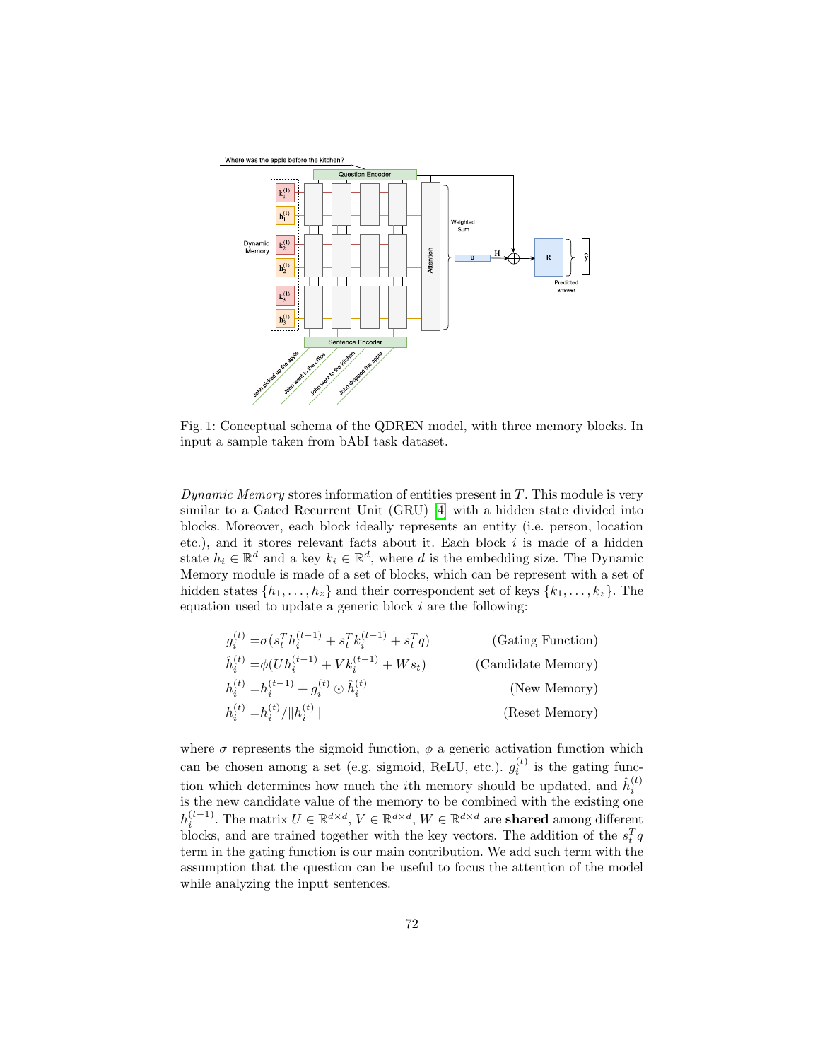Fig. 1: Conceptual schema of the QDREN model, with three memory blocks. In input a sample taken from bAbI task dataset.

*Dynamic Memory* stores information of entities present in $T$. This module is very similar to a Gated Recurrent Unit (GRU) [4] with a hidden state divided into blocks. Moreover, each block ideally represents an entity (i.e. person, location etc.), and it stores relevant facts about it. Each block $i$ is made of a hidden state $h_i \in \mathbb{R}^d$ and a key $k_i \in \mathbb{R}^d$, where $d$ is the embedding size. The Dynamic Memory module is made of a set of blocks, which can be represent with a set of hidden states $\{h_1, \dots, h_z\}$ and their correspondent set of keys $\{k_1, \dots, k_z\}$. The equation used to update a generic block $i$ are the following:

$$
\begin{aligned}
g_i^{(t)} &= \sigma(s_t^T h_i^{(t-1)} + s_t^T k_i^{(t-1)} + s_t^T q) && \text{(Gating Function)} \\
\hat{h}_i^{(t)} &= \phi(U h_i^{(t-1)} + V k_i^{(t-1)} + W s_t) && \text{(Candidate Memory)} \\
h_i^{(t)} &= h_i^{(t-1)} + g_i^{(t)} \odot \hat{h}_i^{(t)} && \text{(New Memory)} \\
h_i^{(t)} &= h_i^{(t)} / \|h_i^{(t)}\| && \text{(Reset Memory)}
\end{aligned}
$$

where $\sigma$ represents the sigmoid function, $\phi$ a generic activation function which can be chosen among a set (e.g. sigmoid, ReLU, etc.). $g_i^{(t)}$ is the gating function which determines how much the $i$th memory should be updated, and $\hat{h}_i^{(t)}$ is the new candidate value of the memory to be combined with the existing one $h_i^{(t-1)}$. The matrix $U \in \mathbb{R}^{d \times d}$, $V \in \mathbb{R}^{d \times d}$, $W \in \mathbb{R}^{d \times d}$ are **shared** among different blocks, and are trained together with the key vectors. The addition of the $s_t^T q$ term in the gating function is our main contribution. We add such term with the assumption that the question can be useful to focus the attention of the model while analyzing the input sentences.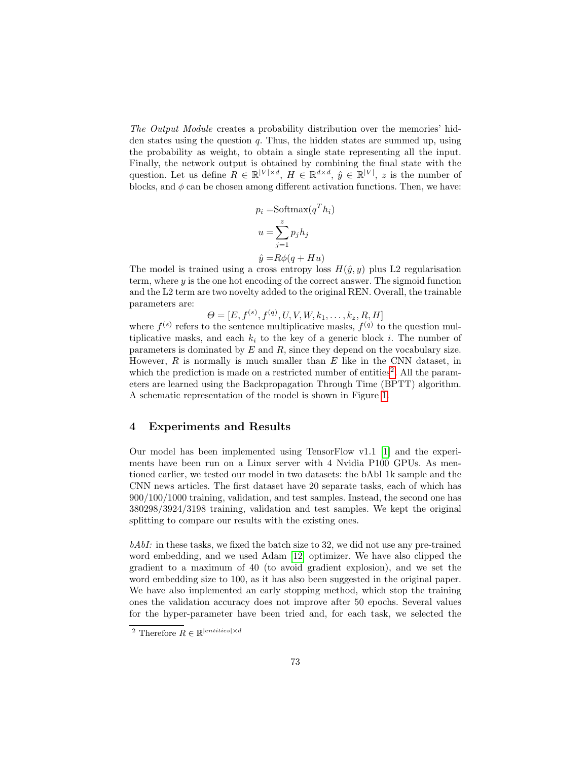*The Output Module* creates a probability distribution over the memories' hidden states using the question $q$. Thus, the hidden states are summed up, using the probability as weight, to obtain a single state representing all the input. Finally, the network output is obtained by combining the final state with the question. Let us define $R \in \mathbb{R}^{|V| \times d}$, $H \in \mathbb{R}^{d \times d}$, $\hat{y} \in \mathbb{R}^{|V|}$, $z$ is the number of blocks, and $\phi$ can be chosen among different activation functions. Then, we have:

$$
\begin{aligned}
p_i =& \text{Softmax}(q^T h_i) \\
u =& \sum_{j=1}^{z} p_j h_j \\
\hat{y} =& R\phi(q + Hu)
\end{aligned}
$$

The model is trained using a cross entropy loss $H(\hat{y}, y)$ plus L2 regularisation term, where $y$ is the one hot encoding of the correct answer. The sigmoid function and the L2 term are two novelty added to the original REN. Overall, the trainable parameters are:

$$\Theta = [E, f^{(s)}, f^{(q)}, U, V, W, k_1, \ldots, k_z, R, H]$$

where $f^{(s)}$ refers to the sentence multiplicative masks, $f^{(q)}$ to the question multiplicative masks, and each $k_i$ to the key of a generic block $i$. The number of parameters is dominated by $E$ and $R$, since they depend on the vocabulary size. However, $R$ is normally is much smaller than $E$ like in the CNN dataset, in which the prediction is made on a restricted number of entities[2]. All the parameters are learned using the Backpropagation Through Time (BPTT) algorithm. A schematic representation of the model is shown in Figure 1.

## 4 Experiments and Results

Our model has been implemented using TensorFlow v1.1 [1] and the experiments have been run on a Linux server with 4 Nvidia P100 GPUs. As mentioned earlier, we tested our model in two datasets: the bAbI 1k sample and the CNN news articles. The first dataset have 20 separate tasks, each of which has 900/100/1000 training, validation, and test samples. Instead, the second one has 380298/3924/3198 training, validation and test samples. We kept the original splitting to compare our results with the existing ones.

*bAbI:* in these tasks, we fixed the batch size to 32, we did not use any pre-trained word embedding, and we used Adam [12] optimizer. We have also clipped the gradient to a maximum of 40 (to avoid gradient explosion), and we set the word embedding size to 100, as it has also been suggested in the original paper. We have also implemented an early stopping method, which stop the training ones the validation accuracy does not improve after 50 epochs. Several values for the hyper-parameter have been tried and, for each task, we selected the

[2] Therefore $R \in \mathbb{R}^{|entities| \times d}$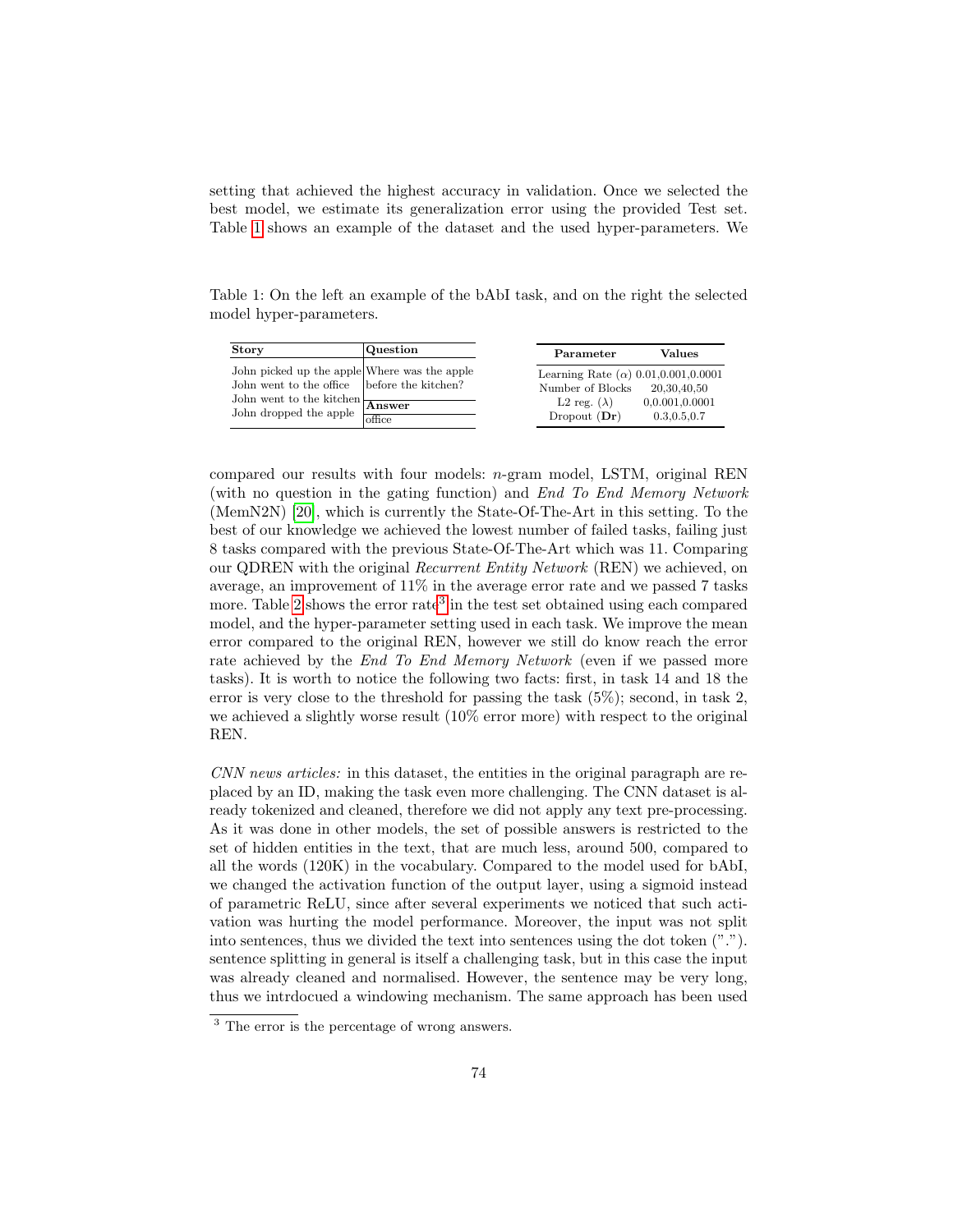setting that achieved the highest accuracy in validation. Once we selected the best model, we estimate its generalization error using the provided Test set. Table 1 shows an example of the dataset and the used hyper-parameters. We

Table 1: On the left an example of the bAbI task, and on the right the selected model hyper-parameters.

| Story | Question |
|---|---|
| John picked up the apple<br>John went to the office<br>John went to the kitchen<br>John dropped the apple | Where was the apple before the kitchen? |
| | **Answer** |
| | office |

| Parameter | Values |
|---|---|
| Learning Rate ($\alpha$) | 0.01,0.001,0.0001 |
| Number of Blocks | 20,30,40,50 |
| L2 reg. ($\lambda$) | 0,0.001,0.0001 |
| Dropout ($\mathbf{Dr}$) | 0.3,0.5,0.7 |

compared our results with four models: $n$-gram model, LSTM, original REN (with no question in the gating function) and *End To End Memory Network* (MemN2N) [20], which is currently the State-Of-The-Art in this setting. To the best of our knowledge we achieved the lowest number of failed tasks, failing just 8 tasks compared with the previous State-Of-The-Art which was 11. Comparing our QDREN with the original *Recurrent Entity Network* (REN) we achieved, on average, an improvement of 11% in the average error rate and we passed 7 tasks more. Table 2 shows the error rate[3] in the test set obtained using each compared model, and the hyper-parameter setting used in each task. We improve the mean error compared to the original REN, however we still do know reach the error rate achieved by the *End To End Memory Network* (even if we passed more tasks). It is worth to notice the following two facts: first, in task 14 and 18 the error is very close to the threshold for passing the task (5%); second, in task 2, we achieved a slightly worse result (10% error more) with respect to the original REN.

*CNN news articles:* in this dataset, the entities in the original paragraph are replaced by an ID, making the task even more challenging. The CNN dataset is already tokenized and cleaned, therefore we did not apply any text pre-processing. As it was done in other models, the set of possible answers is restricted to the set of hidden entities in the text, that are much less, around 500, compared to all the words (120K) in the vocabulary. Compared to the model used for bAbI, we changed the activation function of the output layer, using a sigmoid instead of parametric ReLU, since after several experiments we noticed that such activation was hurting the model performance. Moreover, the input was not split into sentences, thus we divided the text into sentences using the dot token ("."). sentence splitting in general is itself a challenging task, but in this case the input was already cleaned and normalised. However, the sentence may be very long, thus we intrdocued a windowing mechanism. The same approach has been used

[3] The error is the percentage of wrong answers.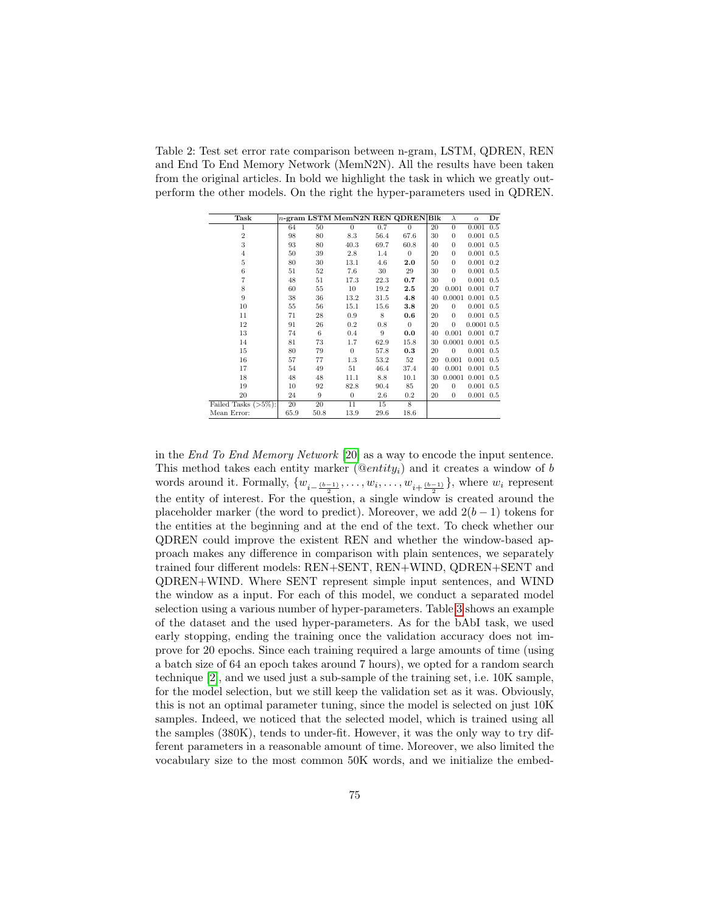Table 2: Test set error rate comparison between n-gram, LSTM, QDREN, REN and End To End Memory Network (MemN2N). All the results have been taken from the original articles. In bold we highlight the task in which we greatly outperform the other models. On the right the hyper-parameters used in QDREN.

| Task | $n$-gram | LSTM | MemN2N | REN | QDREN | Blk | $\lambda$ | $\alpha$ | Dr |
|---|---|---|---|---|---|---|---|---|---|
| 1 | 64 | 50 | 0 | 0.7 | 0 | 20 | 0 | 0.001 | 0.5 |
| 2 | 98 | 80 | 8.3 | 56.4 | 67.6 | 30 | 0 | 0.001 | 0.5 |
| 3 | 93 | 80 | 40.3 | 69.7 | 60.8 | 40 | 0 | 0.001 | 0.5 |
| 4 | 50 | 39 | 2.8 | 1.4 | 0 | 20 | 0 | 0.001 | 0.5 |
| 5 | 80 | 30 | 13.1 | 4.6 | **2.0** | 50 | 0 | 0.001 | 0.2 |
| 6 | 51 | 52 | 7.6 | 30 | 29 | 30 | 0 | 0.001 | 0.5 |
| 7 | 48 | 51 | 17.3 | 22.3 | **0.7** | 30 | 0 | 0.001 | 0.5 |
| 8 | 60 | 55 | 10 | 19.2 | **2.5** | 20 | 0.001 | 0.001 | 0.7 |
| 9 | 38 | 36 | 13.2 | 31.5 | **4.8** | 40 | 0.0001 | 0.001 | 0.5 |
| 10 | 55 | 56 | 15.1 | 15.6 | **3.8** | 20 | 0 | 0.001 | 0.5 |
| 11 | 71 | 28 | 0.9 | 8 | **0.6** | 20 | 0 | 0.001 | 0.5 |
| 12 | 91 | 26 | 0.2 | 0.8 | 0 | 20 | 0 | 0.0001 | 0.5 |
| 13 | 74 | 6 | 0.4 | 9 | **0.0** | 40 | 0.001 | 0.001 | 0.7 |
| 14 | 81 | 73 | 1.7 | 62.9 | 15.8 | 30 | 0.0001 | 0.001 | 0.5 |
| 15 | 80 | 79 | 0 | 57.8 | **0.3** | 20 | 0 | 0.001 | 0.5 |
| 16 | 57 | 77 | 1.3 | 53.2 | 52 | 20 | 0.001 | 0.001 | 0.5 |
| 17 | 54 | 49 | 51 | 46.4 | 37.4 | 40 | 0.001 | 0.001 | 0.5 |
| 18 | 48 | 48 | 11.1 | 8.8 | 10.1 | 30 | 0.0001 | 0.001 | 0.5 |
| 19 | 10 | 92 | 82.8 | 90.4 | 85 | 20 | 0 | 0.001 | 0.5 |
| 20 | 24 | 9 | 0 | 2.6 | 0.2 | 20 | 0 | 0.001 | 0.5 |
| Failed Tasks (>5%): | 20 | 20 | 11 | 15 | 8 | | | | |
| Mean Error: | 65.9 | 50.8 | 13.9 | 29.6 | 18.6 | | | | |

in the *End To End Memory Network* [20] as a way to encode the input sentence. This method takes each entity marker ($@entity_i$) and it creates a window of $b$ words around it. Formally, $\{w_{i-\frac{(b-1)}{2}}, \ldots, w_i, \ldots, w_{i+\frac{(b-1)}{2}}\}$, where $w_i$ represent the entity of interest. For the question, a single window is created around the placeholder marker (the word to predict). Moreover, we add $2(b-1)$ tokens for the entities at the beginning and at the end of the text. To check whether our QDREN could improve the existent REN and whether the window-based approach makes any difference in comparison with plain sentences, we separately trained four different models: REN+SENT, REN+WIND, QDREN+SENT and QDREN+WIND. Where SENT represent simple input sentences, and WIND the window as a input. For each of this model, we conduct a separated model selection using a various number of hyper-parameters. Table 3 shows an example of the dataset and the used hyper-parameters. As for the bAbI task, we used early stopping, ending the training once the validation accuracy does not improve for 20 epochs. Since each training required a large amounts of time (using a batch size of 64 an epoch takes around 7 hours), we opted for a random search technique [2], and we used just a sub-sample of the training set, i.e. 10K sample, for the model selection, but we still keep the validation set as it was. Obviously, this is not an optimal parameter tuning, since the model is selected on just 10K samples. Indeed, we noticed that the selected model, which is trained using all the samples (380K), tends to under-fit. However, it was the only way to try different parameters in a reasonable amount of time. Moreover, we also limited the vocabulary size to the most common 50K words, and we initialize the embed-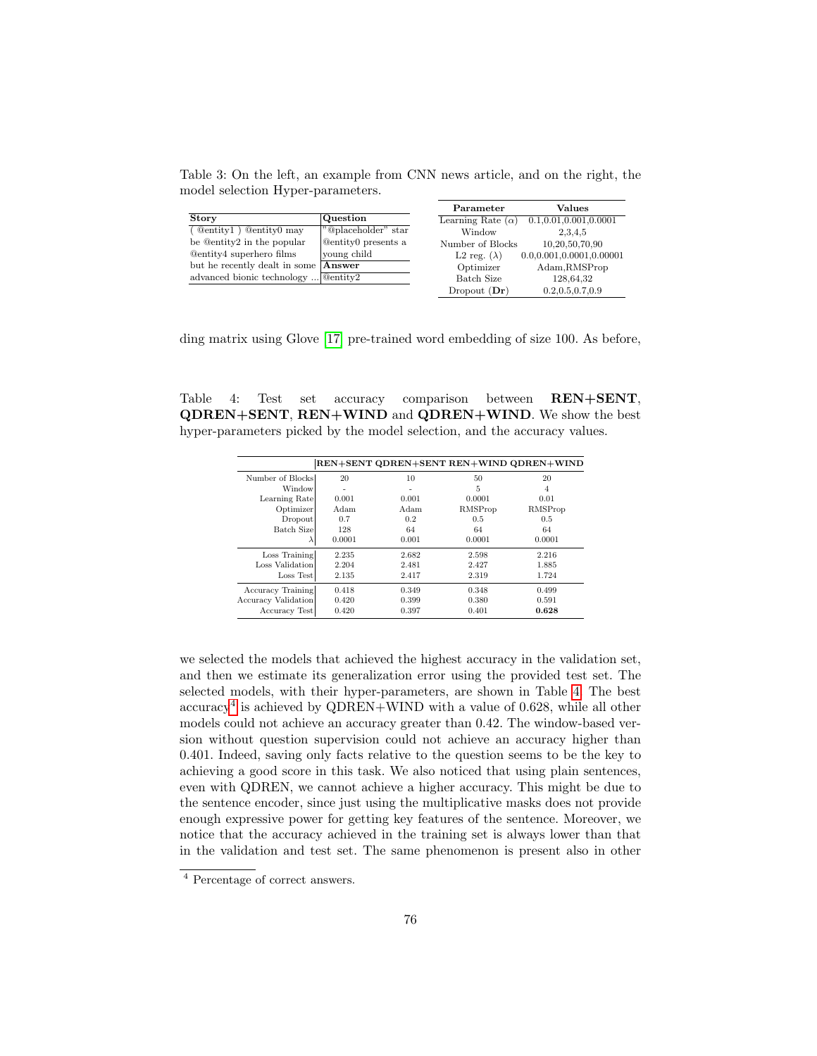Table 3: On the left, an example from CNN news article, and on the right, the model selection Hyper-parameters.

| Story | Question |
|---|---|
| ( @entity1 ) @entity0 may be @entity2 in the popular @entity4 superhero films but he recently dealt in some advanced bionic technology ... | "@placeholder" star @entity0 presents a young child |
| | **Answer** |
| | @entity2 |

| Parameter | Values |
|---|---|
| Learning Rate ($\alpha$) | 0.1,0.01,0.001,0.0001 |
| Window | 2,3,4,5 |
| Number of Blocks | 10,20,50,70,90 |
| L2 reg. ($\lambda$) | 0.0,0.001,0.0001,0.00001 |
| Optimizer | Adam,RMSProp |
| Batch Size | 128,64,32 |
| Dropout (**Dr**) | 0.2,0.5,0.7,0.9 |

ding matrix using Glove [17] pre-trained word embedding of size 100. As before,

Table 4: Test set accuracy comparison between **REN+SENT**, **QDREN+SENT**, **REN+WIND** and **QDREN+WIND**. We show the best hyper-parameters picked by the model selection, and the accuracy values.

| | REN+SENT | QDREN+SENT | REN+WIND | QDREN+WIND |
|---|---|---|---|---|
| Number of Blocks | 20 | 10 | 50 | 20 |
| Window | - | - | 5 | 4 |
| Learning Rate | 0.001 | 0.001 | 0.0001 | 0.01 |
| Optimizer | Adam | Adam | RMSProp | RMSProp |
| Dropout | 0.7 | 0.2 | 0.5 | 0.5 |
| Batch Size | 128 | 64 | 64 | 64 |
| $\lambda$ | 0.0001 | 0.001 | 0.0001 | 0.0001 |
| Loss Training | 2.235 | 2.682 | 2.598 | 2.216 |
| Loss Validation | 2.204 | 2.481 | 2.427 | 1.885 |
| Loss Test | 2.135 | 2.417 | 2.319 | 1.724 |
| Accuracy Training | 0.418 | 0.349 | 0.348 | 0.499 |
| Accuracy Validation | 0.420 | 0.399 | 0.380 | 0.591 |
| Accuracy Test | 0.420 | 0.397 | 0.401 | **0.628** |

we selected the models that achieved the highest accuracy in the validation set, and then we estimate its generalization error using the provided test set. The selected models, with their hyper-parameters, are shown in Table 4. The best accuracy[4] is achieved by QDREN+WIND with a value of 0.628, while all other models could not achieve an accuracy greater than 0.42. The window-based version without question supervision could not achieve an accuracy higher than 0.401. Indeed, saving only facts relative to the question seems to be the key to achieving a good score in this task. We also noticed that using plain sentences, even with QDREN, we cannot achieve a higher accuracy. This might be due to the sentence encoder, since just using the multiplicative masks does not provide enough expressive power for getting key features of the sentence. Moreover, we notice that the accuracy achieved in the training set is always lower than that in the validation and test set. The same phenomenon is present also in other

[4] Percentage of correct answers.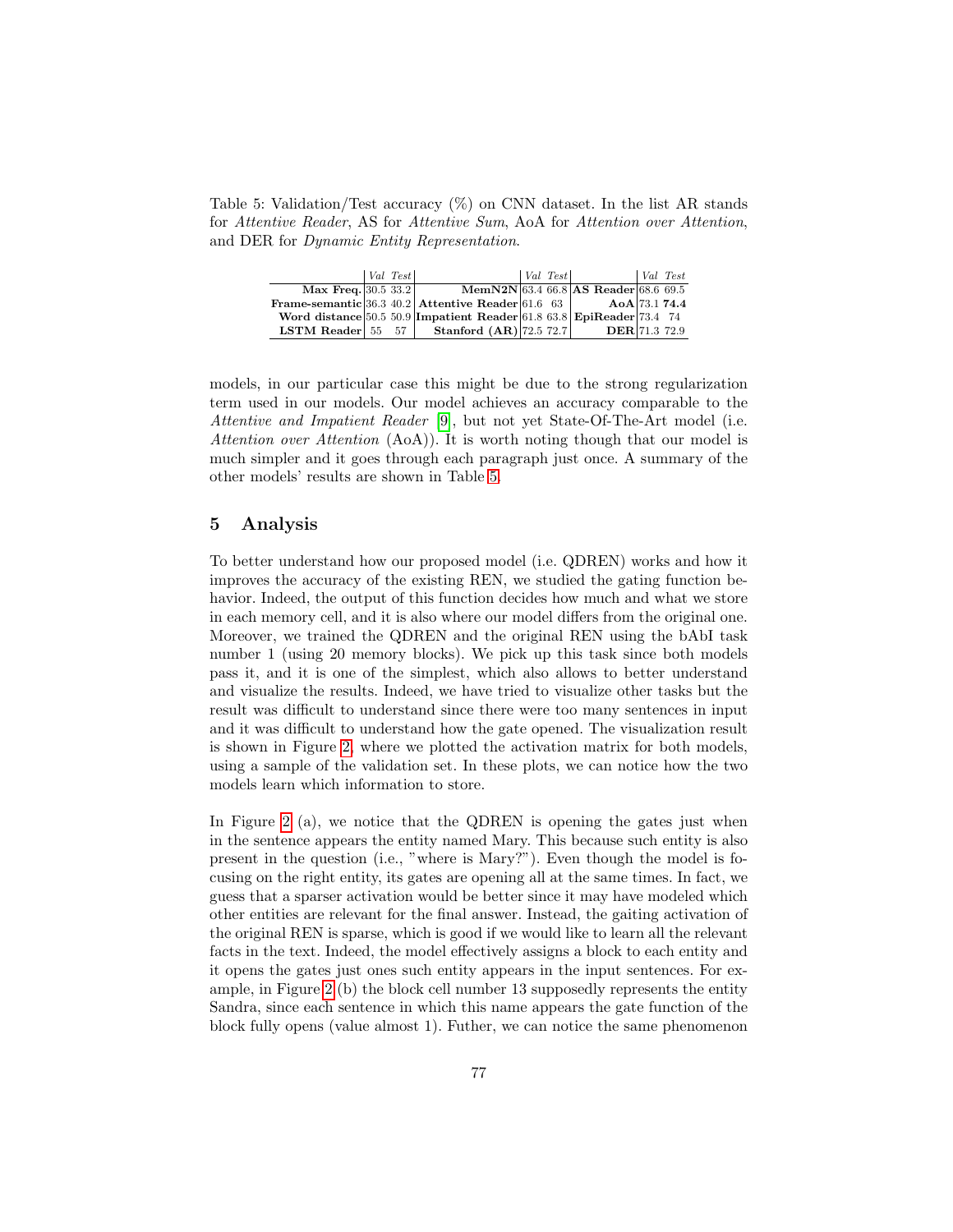Table 5: Validation/Test accuracy (%) on CNN dataset. In the list AR stands for *Attentive Reader*, AS for *Attentive Sum*, AoA for *Attention over Attention*, and DER for *Dynamic Entity Representation*.

| | *Val* | *Test* | | *Val* | *Test* | | *Val* | *Test* |
|---|---|---|---|---|---|---|---|---|
| **Max Freq.** | 30.5 | 33.2 | **MemN2N** | 63.4 | 66.8 | **AS Reader** | 68.6 | 69.5 |
| **Frame-semantic** | 36.3 | 40.2 | **Attentive Reader** | 61.6 | 63 | **AoA** | 73.1 | **74.4** |
| **Word distance** | 50.5 | 50.9 | **Impatient Reader** | 61.8 | 63.8 | **EpiReader** | 73.4 | 74 |
| **LSTM Reader** | 55 | 57 | **Stanford (AR)** | 72.5 | 72.7 | **DER** | 71.3 | 72.9 |

models, in our particular case this might be due to the strong regularization term used in our models. Our model achieves an accuracy comparable to the *Attentive and Impatient Reader* [9], but not yet State-Of-The-Art model (i.e. *Attention over Attention* (AoA)). It is worth noting though that our model is much simpler and it goes through each paragraph just once. A summary of the other models' results are shown in Table 5.

## 5 Analysis

To better understand how our proposed model (i.e. QDREN) works and how it improves the accuracy of the existing REN, we studied the gating function behavior. Indeed, the output of this function decides how much and what we store in each memory cell, and it is also where our model differs from the original one. Moreover, we trained the QDREN and the original REN using the bAbI task number 1 (using 20 memory blocks). We pick up this task since both models pass it, and it is one of the simplest, which also allows to better understand and visualize the results. Indeed, we have tried to visualize other tasks but the result was difficult to understand since there were too many sentences in input and it was difficult to understand how the gate opened. The visualization result is shown in Figure 2, where we plotted the activation matrix for both models, using a sample of the validation set. In these plots, we can notice how the two models learn which information to store.

In Figure 2 (a), we notice that the QDREN is opening the gates just when in the sentence appears the entity named Mary. This because such entity is also present in the question (i.e., "where is Mary?"). Even though the model is focusing on the right entity, its gates are opening all at the same times. In fact, we guess that a sparser activation would be better since it may have modeled which other entities are relevant for the final answer. Instead, the gaiting activation of the original REN is sparse, which is good if we would like to learn all the relevant facts in the text. Indeed, the model effectively assigns a block to each entity and it opens the gates just ones such entity appears in the input sentences. For example, in Figure 2 (b) the block cell number 13 supposedly represents the entity Sandra, since each sentence in which this name appears the gate function of the block fully opens (value almost 1). Futher, we can notice the same phenomenon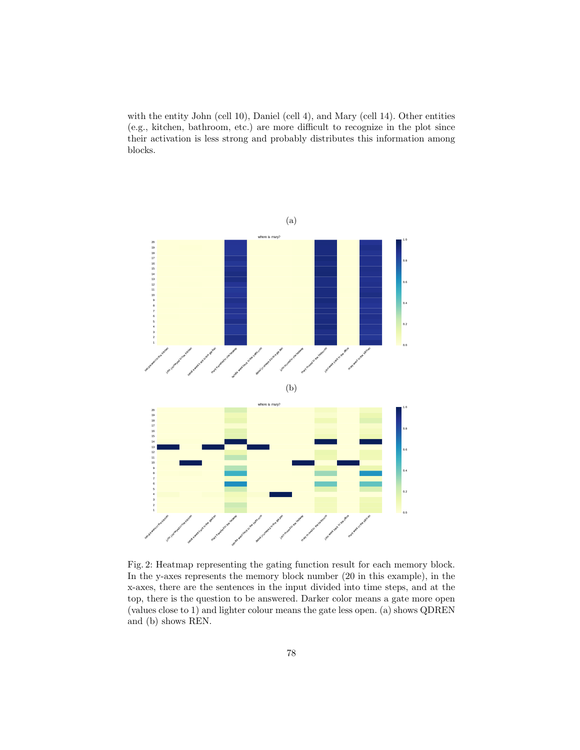with the entity John (cell 10), Daniel (cell 4), and Mary (cell 14). Other entities (e.g., kitchen, bathroom, etc.) are more difficult to recognize in the plot since their activation is less strong and probably distributes this information among blocks.

(a)

(b)

Fig. 2: Heatmap representing the gating function result for each memory block. In the y-axes represents the memory block number (20 in this example), in the x-axes, there are the sentences in the input divided into time steps, and at the top, there is the question to be answered. Darker color means a gate more open (values close to 1) and lighter colour means the gate less open. (a) shows QDREN and (b) shows REN.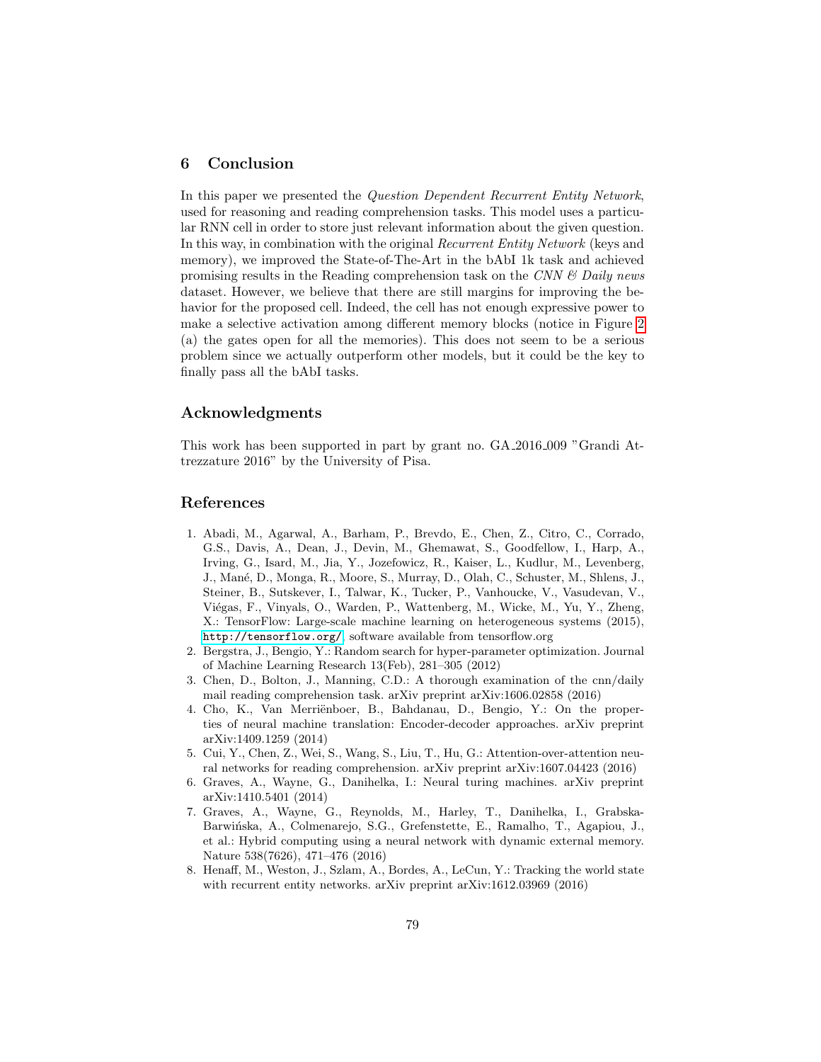## 6 Conclusion

In this paper we presented the *Question Dependent Recurrent Entity Network*, used for reasoning and reading comprehension tasks. This model uses a particular RNN cell in order to store just relevant information about the given question. In this way, in combination with the original *Recurrent Entity Network* (keys and memory), we improved the State-of-The-Art in the bAbI 1k task and achieved promising results in the Reading comprehension task on the *CNN & Daily news* dataset. However, we believe that there are still margins for improving the behavior for the proposed cell. Indeed, the cell has not enough expressive power to make a selective activation among different memory blocks (notice in Figure 2 (a) the gates open for all the memories). This does not seem to be a serious problem since we actually outperform other models, but it could be the key to finally pass all the bAbI tasks.

## Acknowledgments

This work has been supported in part by grant no. GA_2016_009 "Grandi Attrezzature 2016" by the University of Pisa.

## References

1. Abadi, M., Agarwal, A., Barham, P., Brevdo, E., Chen, Z., Citro, C., Corrado, G.S., Davis, A., Dean, J., Devin, M., Ghemawat, S., Goodfellow, I., Harp, A., Irving, G., Isard, M., Jia, Y., Jozefowicz, R., Kaiser, L., Kudlur, M., Levenberg, J., Mané, D., Monga, R., Moore, S., Murray, D., Olah, C., Schuster, M., Shlens, J., Steiner, B., Sutskever, I., Talwar, K., Tucker, P., Vanhoucke, V., Vasudevan, V., Viégas, F., Vinyals, O., Warden, P., Wattenberg, M., Wicke, M., Yu, Y., Zheng, X.: TensorFlow: Large-scale machine learning on heterogeneous systems (2015), http://tensorflow.org/, software available from tensorflow.org
2. Bergstra, J., Bengio, Y.: Random search for hyper-parameter optimization. Journal of Machine Learning Research 13(Feb), 281–305 (2012)
3. Chen, D., Bolton, J., Manning, C.D.: A thorough examination of the cnn/daily mail reading comprehension task. arXiv preprint arXiv:1606.02858 (2016)
4. Cho, K., Van Merriënboer, B., Bahdanau, D., Bengio, Y.: On the properties of neural machine translation: Encoder-decoder approaches. arXiv preprint arXiv:1409.1259 (2014)
5. Cui, Y., Chen, Z., Wei, S., Wang, S., Liu, T., Hu, G.: Attention-over-attention neural networks for reading comprehension. arXiv preprint arXiv:1607.04423 (2016)
6. Graves, A., Wayne, G., Danihelka, I.: Neural turing machines. arXiv preprint arXiv:1410.5401 (2014)
7. Graves, A., Wayne, G., Reynolds, M., Harley, T., Danihelka, I., Grabska-Barwińska, A., Colmenarejo, S.G., Grefenstette, E., Ramalho, T., Agapiou, J., et al.: Hybrid computing using a neural network with dynamic external memory. Nature 538(7626), 471–476 (2016)
8. Henaff, M., Weston, J., Szlam, A., Bordes, A., LeCun, Y.: Tracking the world state with recurrent entity networks. arXiv preprint arXiv:1612.03969 (2016)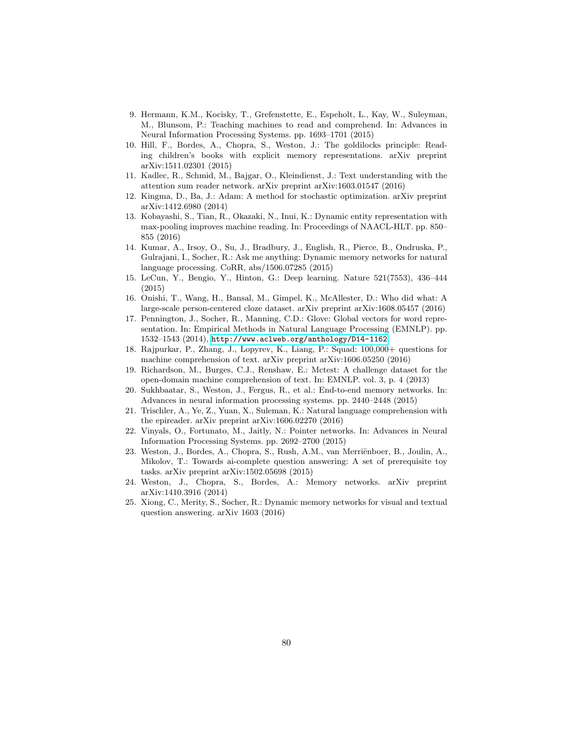9. Hermann, K.M., Kocisky, T., Grefenstette, E., Espeholt, L., Kay, W., Suleyman, M., Blunsom, P.: Teaching machines to read and comprehend. In: Advances in Neural Information Processing Systems. pp. 1693–1701 (2015)
10. Hill, F., Bordes, A., Chopra, S., Weston, J.: The goldilocks principle: Reading children's books with explicit memory representations. arXiv preprint arXiv:1511.02301 (2015)
11. Kadlec, R., Schmid, M., Bajgar, O., Kleindienst, J.: Text understanding with the attention sum reader network. arXiv preprint arXiv:1603.01547 (2016)
12. Kingma, D., Ba, J.: Adam: A method for stochastic optimization. arXiv preprint arXiv:1412.6980 (2014)
13. Kobayashi, S., Tian, R., Okazaki, N., Inui, K.: Dynamic entity representation with max-pooling improves machine reading. In: Proceedings of NAACL-HLT. pp. 850–855 (2016)
14. Kumar, A., Irsoy, O., Su, J., Bradbury, J., English, R., Pierce, B., Ondruska, P., Gulrajani, I., Socher, R.: Ask me anything: Dynamic memory networks for natural language processing. CoRR, abs/1506.07285 (2015)
15. LeCun, Y., Bengio, Y., Hinton, G.: Deep learning. Nature 521(7553), 436–444 (2015)
16. Onishi, T., Wang, H., Bansal, M., Gimpel, K., McAllester, D.: Who did what: A large-scale person-centered cloze dataset. arXiv preprint arXiv:1608.05457 (2016)
17. Pennington, J., Socher, R., Manning, C.D.: Glove: Global vectors for word representation. In: Empirical Methods in Natural Language Processing (EMNLP). pp. 1532–1543 (2014), http://www.aclweb.org/anthology/D14-1162
18. Rajpurkar, P., Zhang, J., Lopyrev, K., Liang, P.: Squad: 100,000+ questions for machine comprehension of text. arXiv preprint arXiv:1606.05250 (2016)
19. Richardson, M., Burges, C.J., Renshaw, E.: Mctest: A challenge dataset for the open-domain machine comprehension of text. In: EMNLP. vol. 3, p. 4 (2013)
20. Sukhbaatar, S., Weston, J., Fergus, R., et al.: End-to-end memory networks. In: Advances in neural information processing systems. pp. 2440–2448 (2015)
21. Trischler, A., Ye, Z., Yuan, X., Suleman, K.: Natural language comprehension with the epireader. arXiv preprint arXiv:1606.02270 (2016)
22. Vinyals, O., Fortunato, M., Jaitly, N.: Pointer networks. In: Advances in Neural Information Processing Systems. pp. 2692–2700 (2015)
23. Weston, J., Bordes, A., Chopra, S., Rush, A.M., van Merriënboer, B., Joulin, A., Mikolov, T.: Towards ai-complete question answering: A set of prerequisite toy tasks. arXiv preprint arXiv:1502.05698 (2015)
24. Weston, J., Chopra, S., Bordes, A.: Memory networks. arXiv preprint arXiv:1410.3916 (2014)
25. Xiong, C., Merity, S., Socher, R.: Dynamic memory networks for visual and textual question answering. arXiv 1603 (2016)